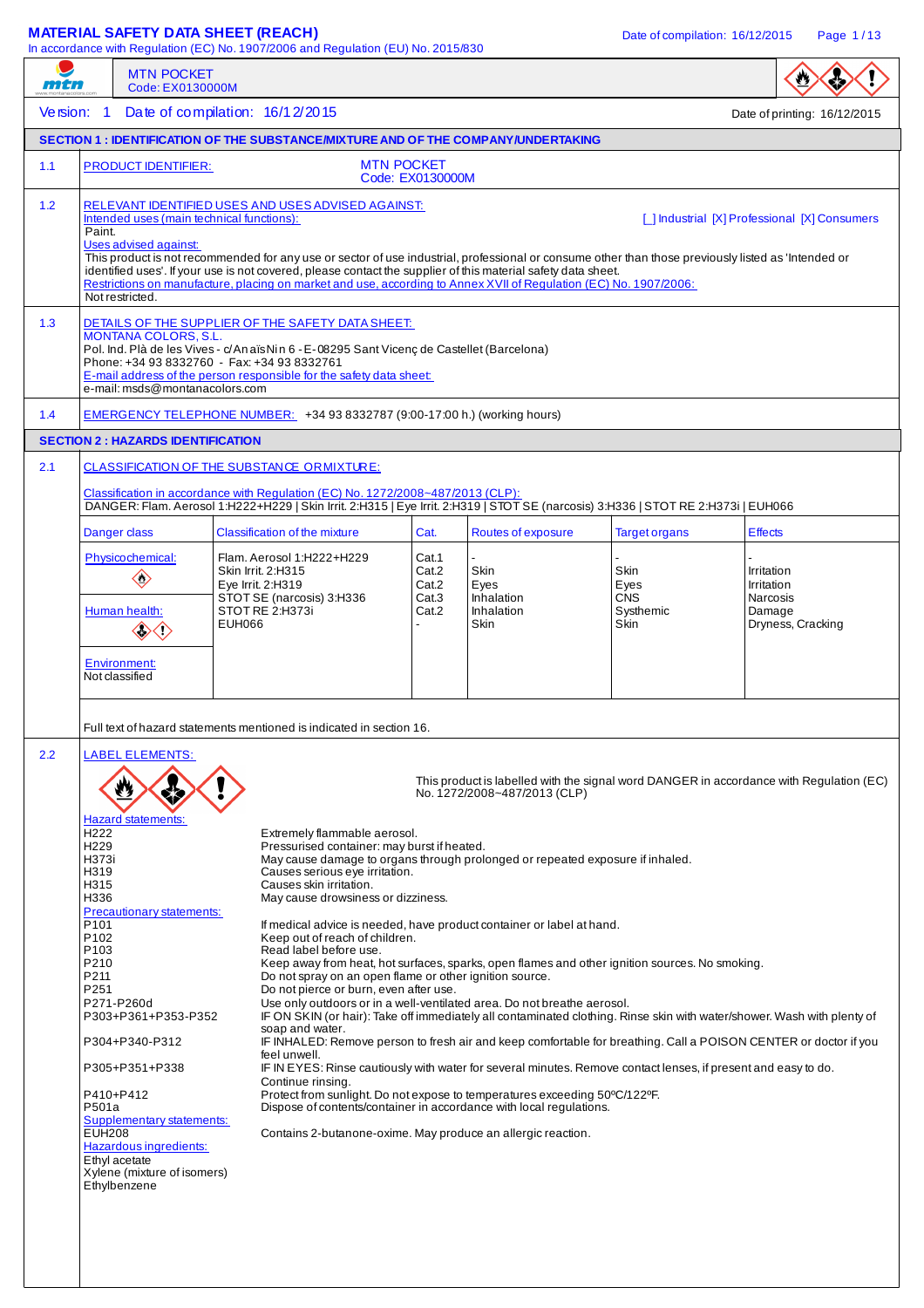# MATERIAL SAFETY DATA SHEET (REACH)

In accordance with Regulation (EC) No. 1907/2006 and Regulation (EU) No. 2015/830

MTN POCKET
Code: EX0130000M

Version: 1 Date of compilation: 16/12/2015 Date of printing: 16/12/2015

## SECTION 1 : IDENTIFICATION OF THE SUBSTANCE/MIXTURE AND OF THE COMPANY/UNDERTAKING

**1.1 PRODUCT IDENTIFIER:** MTN POCKET
Code: EX0130000M

**1.2 RELEVANT IDENTIFIED USES AND USES ADVISED AGAINST:**

Intended uses (main technical functions): [ ] Industrial [X] Professional [X] Consumers

Paint.

Uses advised against:

This product is not recommended for any use or sector of use industrial, professional or consume other than those previously listed as 'Intended or identified uses'. If your use is not covered, please contact the supplier of this material safety data sheet.

Restrictions on manufacture, placing on market and use, according to Annex XVII of Regulation (EC) No. 1907/2006:

Not restricted.

**1.3 DETAILS OF THE SUPPLIER OF THE SAFETY DATA SHEET:**

MONTANA COLORS, S.L.
Pol. Ind. Plà de les Vives - c/Anaïs Nin 6 - E-08295 Sant Vicenç de Castellet (Barcelona)
Phone: +34 93 8332760 - Fax: +34 93 8332761
E-mail address of the person responsible for the safety data sheet:
e-mail: msds@montanacolors.com

**1.4 EMERGENCY TELEPHONE NUMBER:** +34 93 8332787 (9:00-17:00 h.) (working hours)

## SECTION 2 : HAZARDS IDENTIFICATION

**2.1 CLASSIFICATION OF THE SUBSTANCE OR MIXTURE:**

Classification in accordance with Regulation (EC) No. 1272/2008~487/2013 (CLP):

DANGER: Flam. Aerosol 1:H222+H229 | Skin Irrit. 2:H315 | Eye Irrit. 2:H319 | STOT SE (narcosis) 3:H336 | STOT RE 2:H373i | EUH066

| Danger class | Classification of the mixture | Cat. | Routes of exposure | Target organs | Effects |
|---|---|---|---|---|---|
| Physicochemical: | Flam. Aerosol 1:H222+H229 | Cat.1 | - | - | - |
| | Skin Irrit. 2:H315 | Cat.2 | Skin | Skin | Irritation |
| | Eye Irrit. 2:H319 | Cat.2 | Eyes | Eyes | Irritation |
| Human health: | STOT SE (narcosis) 3:H336 | Cat.3 | Inhalation | CNS | Narcosis |
| | STOT RE 2:H373i | Cat.2 | Inhalation | Systhemic | Damage |
| | EUH066 | - | Skin | Skin | Dryness, Cracking |
| Environment: Not classified | | | | | |

Full text of hazard statements mentioned is indicated in section 16.

**2.2 LABEL ELEMENTS:**

This product is labelled with the signal word DANGER in accordance with Regulation (EC) No. 1272/2008~487/2013 (CLP)

Hazard statements:

- H222 Extremely flammable aerosol.
- H229 Pressurised container: may burst if heated.
- H373i May cause damage to organs through prolonged or repeated exposure if inhaled.
- H319 Causes serious eye irritation.
- H315 Causes skin irritation.
- H336 May cause drowsiness or dizziness.

Precautionary statements:

- P101 If medical advice is needed, have product container or label at hand.
- P102 Keep out of reach of children.
- P103 Read label before use.
- P210 Keep away from heat, hot surfaces, sparks, open flames and other ignition sources. No smoking.
- P211 Do not spray on an open flame or other ignition source.
- P251 Do not pierce or burn, even after use.
- P271-P260d Use only outdoors or in a well-ventilated area. Do not breathe aerosol.
- P303+P361+P353-P352 IF ON SKIN (or hair): Take off immediately all contaminated clothing. Rinse skin with water/shower. Wash with plenty of soap and water.
- P304+P340-P312 IF INHALED: Remove person to fresh air and keep comfortable for breathing. Call a POISON CENTER or doctor if you feel unwell.
- P305+P351+P338 IF IN EYES: Rinse cautiously with water for several minutes. Remove contact lenses, if present and easy to do. Continue rinsing.
- P410+P412 Protect from sunlight. Do not expose to temperatures exceeding 50ºC/122ºF.
- P501a Dispose of contents/container in accordance with local regulations.

Supplementary statements:

- EUH208 Contains 2-butanone-oxime. May produce an allergic reaction.

Hazardous ingredients:

Ethyl acetate
Xylene (mixture of isomers)
Ethylbenzene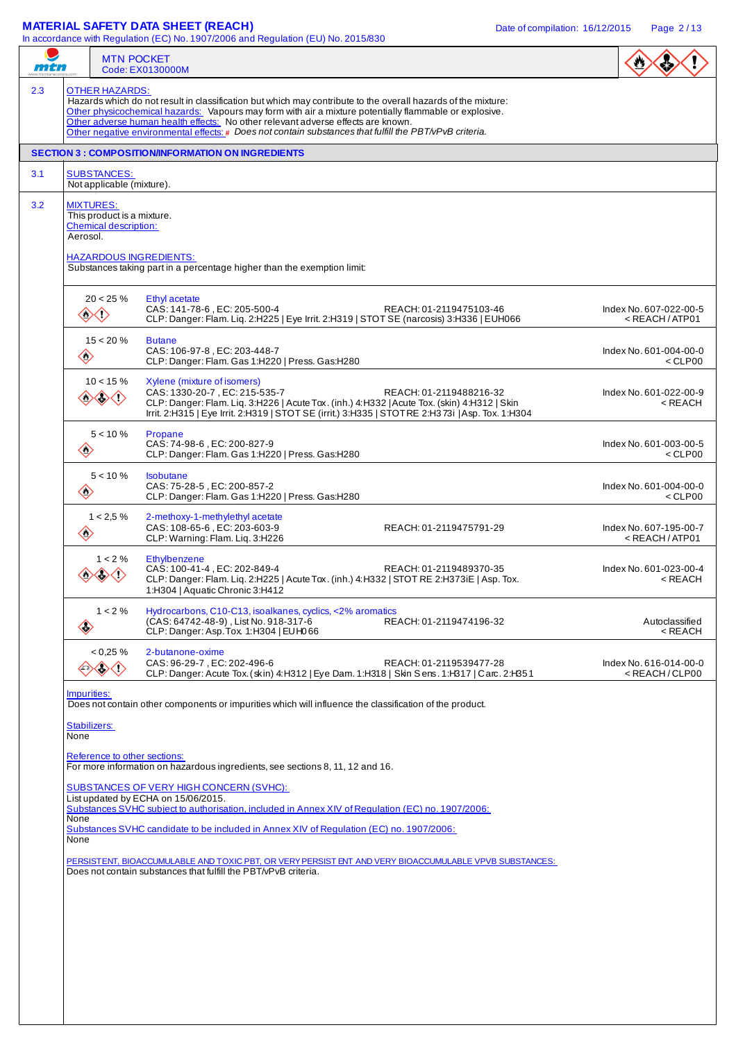**MTN POCKET**
Code: EX0130000M

**2.3 OTHER HAZARDS:**

Hazards which do not result in classification but which may contribute to the overall hazards of the mixture:

Other physicochemical hazards: Vapours may form with air a mixture potentially flammable or explosive.

Other adverse human health effects: No other relevant adverse effects are known.

Other negative environmental effects: # *Does not contain substances that fulfill the PBT/vPvB criteria.*

## SECTION 3 : COMPOSITION/INFORMATION ON INGREDIENTS

**3.1 SUBSTANCES:**

Not applicable (mixture).

**3.2 MIXTURES:**

This product is a mixture.

Chemical description:

Aerosol.

HAZARDOUS INGREDIENTS:

Substances taking part in a percentage higher than the exemption limit:

| Concentration | Substance | Index No. |
|---|---|---|
| 20 < 25 % | **Ethyl acetate**<br>CAS: 141-78-6 , EC: 205-500-4 — REACH: 01-2119475103-46<br>CLP: Danger: Flam. Liq. 2:H225 \| Eye Irrit. 2:H319 \| STOT SE (narcosis) 3:H336 \| EUH066 | Index No. 607-022-00-5<br>< REACH / ATP01 |
| 15 < 20 % | **Butane**<br>CAS: 106-97-8 , EC: 203-448-7<br>CLP: Danger: Flam. Gas 1:H220 \| Press. Gas:H280 | Index No. 601-004-00-0<br>< CLP00 |
| 10 < 15 % | **Xylene (mixture of isomers)**<br>CAS: 1330-20-7 , EC: 215-535-7 — REACH: 01-2119488216-32<br>CLP: Danger: Flam. Liq. 3:H226 \| Acute Tox. (inh.) 4:H332 \| Acute Tox. (skin) 4:H312 \| Skin Irrit. 2:H315 \| Eye Irrit. 2:H319 \| STOT SE (irrit.) 3:H335 \| STOT RE 2:H373i \| Asp. Tox. 1:H304 | Index No. 601-022-00-9<br>< REACH |
| 5 < 10 % | **Propane**<br>CAS: 74-98-6 , EC: 200-827-9<br>CLP: Danger: Flam. Gas 1:H220 \| Press. Gas:H280 | Index No. 601-003-00-5<br>< CLP00 |
| 5 < 10 % | **Isobutane**<br>CAS: 75-28-5 , EC: 200-857-2<br>CLP: Danger: Flam. Gas 1:H220 \| Press. Gas:H280 | Index No. 601-004-00-0<br>< CLP00 |
| 1 < 2,5 % | **2-methoxy-1-methylethyl acetate**<br>CAS: 108-65-6 , EC: 203-603-9 — REACH: 01-2119475791-29<br>CLP: Warning: Flam. Liq. 3:H226 | Index No. 607-195-00-7<br>< REACH / ATP01 |
| 1 < 2 % | **Ethylbenzene**<br>CAS: 100-41-4 , EC: 202-849-4 — REACH: 01-2119489370-35<br>CLP: Danger: Flam. Liq. 2:H225 \| Acute Tox. (inh.) 4:H332 \| STOT RE 2:H373iE \| Asp. Tox. 1:H304 \| Aquatic Chronic 3:H412 | Index No. 601-023-00-4<br>< REACH |
| 1 < 2 % | **Hydrocarbons, C10-C13, isoalkanes, cyclics, <2% aromatics**<br>(CAS: 64742-48-9) , List No. 918-317-6 — REACH: 01-2119474196-32<br>CLP: Danger: Asp. Tox 1:H304 \| EUH066 | Autoclassified<br>< REACH |
| < 0,25 % | **2-butanone-oxime**<br>CAS: 96-29-7 , EC: 202-496-6 — REACH: 01-2119539477-28<br>CLP: Danger: Acute Tox. (skin) 4:H312 \| Eye Dam. 1:H318 \| Skin Sens. 1:H317 \| Carc. 2:H351 | Index No. 616-014-00-0<br>< REACH / CLP00 |

Impurities:

Does not contain other components or impurities which will influence the classification of the product.

Stabilizers:

None

Reference to other sections:

For more information on hazardous ingredients, see sections 8, 11, 12 and 16.

SUBSTANCES OF VERY HIGH CONCERN (SVHC):

List updated by ECHA on 15/06/2015.

Substances SVHC subject to authorisation, included in Annex XIV of Regulation (EC) no. 1907/2006:

None

Substances SVHC candidate to be included in Annex XIV of Regulation (EC) no. 1907/2006:

None

PERSISTENT, BIOACCUMULABLE AND TOXIC PBT, OR VERY PERSISTENT AND VERY BIOACCUMULABLE VPVB SUBSTANCES:

Does not contain substances that fulfill the PBT/vPvB criteria.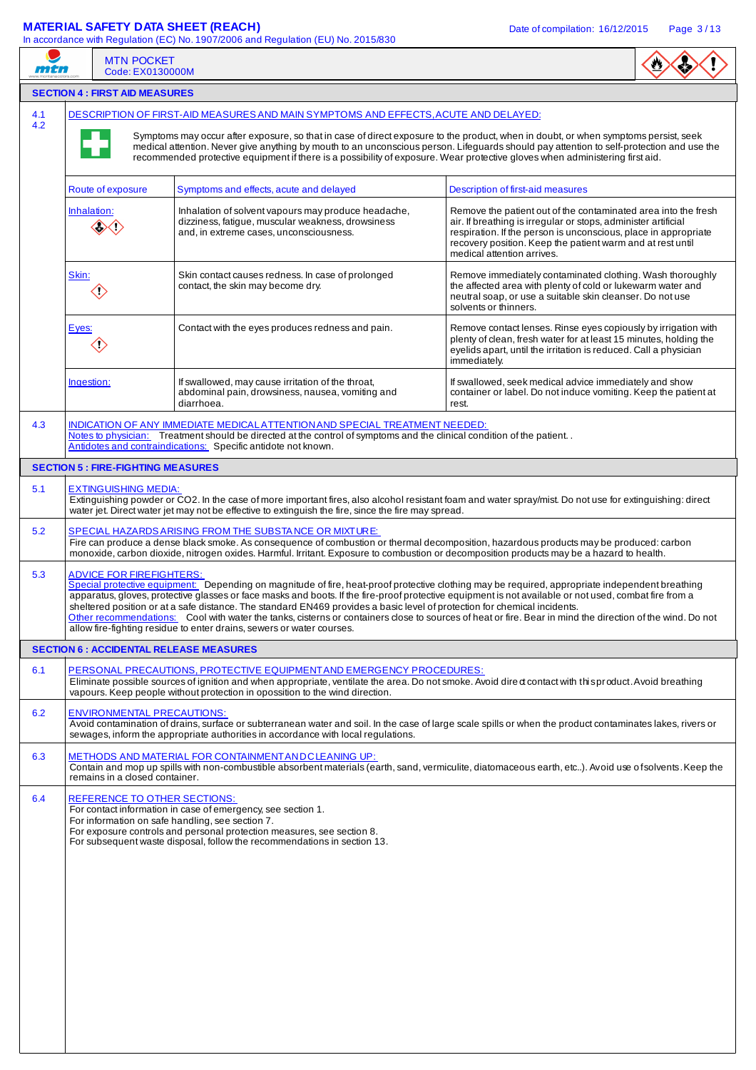MTN POCKET
Code: EX0130000M

## SECTION 4 : FIRST AID MEASURES

**4.1 4.2** DESCRIPTION OF FIRST-AID MEASURES AND MAIN SYMPTOMS AND EFFECTS, ACUTE AND DELAYED:

Symptoms may occur after exposure, so that in case of direct exposure to the product, when in doubt, or when symptoms persist, seek medical attention. Never give anything by mouth to an unconscious person. Lifeguards should pay attention to self-protection and use the recommended protective equipment if there is a possibility of exposure. Wear protective gloves when administering first aid.

| Route of exposure | Symptoms and effects, acute and delayed | Description of first-aid measures |
|---|---|---|
| Inhalation: | Inhalation of solvent vapours may produce headache, dizziness, fatigue, muscular weakness, drowsiness and, in extreme cases, unconsciousness. | Remove the patient out of the contaminated area into the fresh air. If breathing is irregular or stops, administer artificial respiration. If the person is unconscious, place in appropriate recovery position. Keep the patient warm and at rest until medical attention arrives. |
| Skin: | Skin contact causes redness. In case of prolonged contact, the skin may become dry. | Remove immediately contaminated clothing. Wash thoroughly the affected area with plenty of cold or lukewarm water and neutral soap, or use a suitable skin cleanser. Do not use solvents or thinners. |
| Eyes: | Contact with the eyes produces redness and pain. | Remove contact lenses. Rinse eyes copiously by irrigation with plenty of clean, fresh water for at least 15 minutes, holding the eyelids apart, until the irritation is reduced. Call a physician immediately. |
| Ingestion: | If swallowed, may cause irritation of the throat, abdominal pain, drowsiness, nausea, vomiting and diarrhoea. | If swallowed, seek medical advice immediately and show container or label. Do not induce vomiting. Keep the patient at rest. |

**4.3** INDICATION OF ANY IMMEDIATE MEDICAL ATTENTION AND SPECIAL TREATMENT NEEDED:
Notes to physician: Treatment should be directed at the control of symptoms and the clinical condition of the patient. .
Antidotes and contraindications: Specific antidote not known.

## SECTION 5 : FIRE-FIGHTING MEASURES

**5.1** EXTINGUISHING MEDIA:
Extinguishing powder or CO2. In the case of more important fires, also alcohol resistant foam and water spray/mist. Do not use for extinguishing: direct water jet. Direct water jet may not be effective to extinguish the fire, since the fire may spread.

**5.2** SPECIAL HAZARDS ARISING FROM THE SUBSTANCE OR MIXTURE:
Fire can produce a dense black smoke. As consequence of combustion or thermal decomposition, hazardous products may be produced: carbon monoxide, carbon dioxide, nitrogen oxides. Harmful. Irritant. Exposure to combustion or decomposition products may be a hazard to health.

**5.3** ADVICE FOR FIREFIGHTERS:
Special protective equipment: Depending on magnitude of fire, heat-proof protective clothing may be required, appropriate independent breathing apparatus, gloves, protective glasses or face masks and boots. If the fire-proof protective equipment is not available or not used, combat fire from a sheltered position or at a safe distance. The standard EN469 provides a basic level of protection for chemical incidents.
Other recommendations: Cool with water the tanks, cisterns or containers close to sources of heat or fire. Bear in mind the direction of the wind. Do not allow fire-fighting residue to enter drains, sewers or water courses.

## SECTION 6 : ACCIDENTAL RELEASE MEASURES

**6.1** PERSONAL PRECAUTIONS, PROTECTIVE EQUIPMENT AND EMERGENCY PROCEDURES:
Eliminate possible sources of ignition and when appropriate, ventilate the area. Do not smoke. Avoid direct contact with this product. Avoid breathing vapours. Keep people without protection in opossition to the wind direction.

**6.2** ENVIRONMENTAL PRECAUTIONS:
Avoid contamination of drains, surface or subterranean water and soil. In the case of large scale spills or when the product contaminates lakes, rivers or sewages, inform the appropriate authorities in accordance with local regulations.

**6.3** METHODS AND MATERIAL FOR CONTAINMENT AND CLEANING UP:
Contain and mop up spills with non-combustible absorbent materials (earth, sand, vermiculite, diatomaceous earth, etc..). Avoid use of solvents. Keep the remains in a closed container.

**6.4** REFERENCE TO OTHER SECTIONS:
For contact information in case of emergency, see section 1.
For information on safe handling, see section 7.
For exposure controls and personal protection measures, see section 8.
For subsequent waste disposal, follow the recommendations in section 13.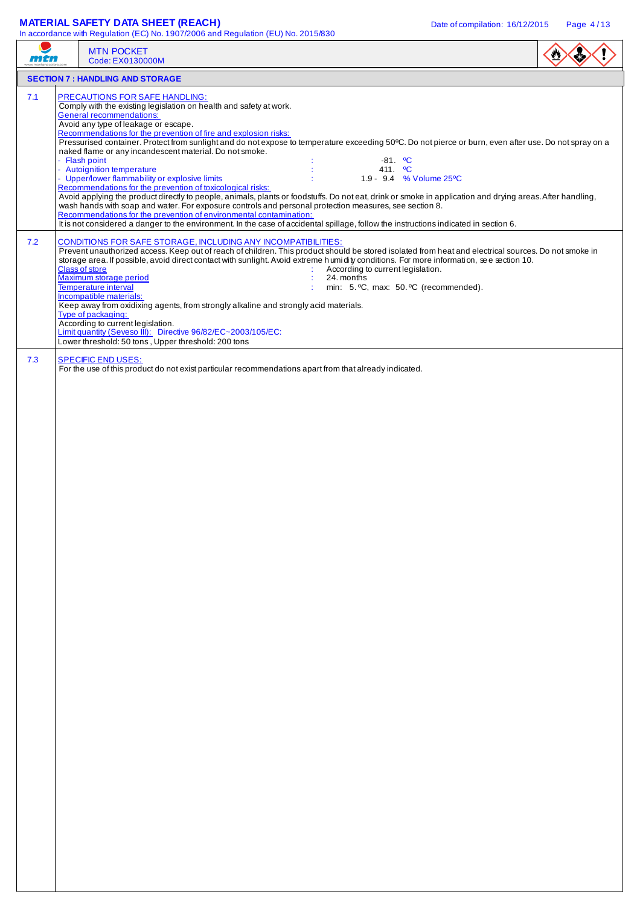## SECTION 7 : HANDLING AND STORAGE

**7.1 PRECAUTIONS FOR SAFE HANDLING:**

Comply with the existing legislation on health and safety at work.

General recommendations:

Avoid any type of leakage or escape.

Recommendations for the prevention of fire and explosion risks:

Pressurised container. Protect from sunlight and do not expose to temperature exceeding 50ºC. Do not pierce or burn, even after use. Do not spray on a naked flame or any incandescent material. Do not smoke.

| | | |
|---|---|---|
| - Flash point | : | -81. ºC |
| - Autoignition temperature | : | 411. ºC |
| - Upper/lower flammability or explosive limits | : | 1.9 - 9.4 % Volume 25ºC |

Recommendations for the prevention of toxicological risks:

Avoid applying the product directly to people, animals, plants or foodstuffs. Do not eat, drink or smoke in application and drying areas. After handling, wash hands with soap and water. For exposure controls and personal protection measures, see section 8.

Recommendations for the prevention of environmental contamination:

It is not considered a danger to the environment. In the case of accidental spillage, follow the instructions indicated in section 6.

**7.2 CONDITIONS FOR SAFE STORAGE, INCLUDING ANY INCOMPATIBILITIES:**

Prevent unauthorized access. Keep out of reach of children. This product should be stored isolated from heat and electrical sources. Do not smoke in storage area. If possible, avoid direct contact with sunlight. Avoid extreme humidity conditions. For more information, see section 10.

| | | |
|---|---|---|
| Class of store | : | According to current legislation. |
| Maximum storage period | : | 24. months |
| Temperature interval | : | min: 5. ºC, max: 50. ºC (recommended). |

Incompatible materials:

Keep away from oxidizing agents, from strongly alkaline and strongly acid materials.

Type of packaging:

According to current legislation.

Limit quantity (Seveso III): Directive 96/82/EC~2003/105/EC:

Lower threshold: 50 tons , Upper threshold: 200 tons

**7.3 SPECIFIC END USES:**

For the use of this product do not exist particular recommendations apart from that already indicated.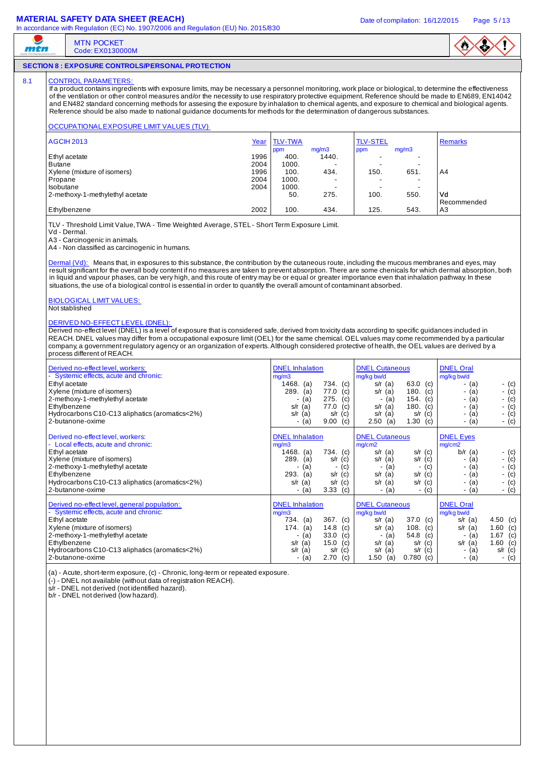## SECTION 8 : EXPOSURE CONTROLS/PERSONAL PROTECTION

### 8.1 CONTROL PARAMETERS:

If a product contains ingredients with exposure limits, may be necessary a personnel monitoring, work place or biological, to determine the effectiveness of the ventilation or other control measures and/or the necessity to use respiratory protective equipment. Reference should be made to EN689, EN14042 and EN482 standard concerning methods for assesing the exposure by inhalation to chemical agents, and exposure to chemical and biological agents. Reference should be also made to national guidance documents for methods for the determination of dangerous substances.

**OCCUPATIONAL EXPOSURE LIMIT VALUES (TLV)**

| AGCIH 2013 | Year | TLV-TWA ppm | TLV-TWA mg/m3 | TLV-STEL ppm | TLV-STEL mg/m3 | Remarks |
|---|---|---|---|---|---|---|
| Ethyl acetate | 1996 | 400. | 1440. | - | - | |
| Butane | 2004 | 1000. | - | - | - | |
| Xylene (mixture of isomers) | 1996 | 100. | 434. | 150. | 651. | A4 |
| Propane | 2004 | 1000. | - | - | - | |
| Isobutane | 2004 | 1000. | - | - | - | |
| 2-methoxy-1-methylethyl acetate | | 50. | 275. | 100. | 550. | Vd Recommended |
| Ethylbenzene | 2002 | 100. | 434. | 125. | 543. | A3 |

TLV - Threshold Limit Value, TWA - Time Weighted Average, STEL - Short Term Exposure Limit.
Vd - Dermal.
A3 - Carcinogenic in animals.
A4 - Non classified as carcinogenic in humans.

Dermal (Vd): Means that, in exposures to this substance, the contribution by the cutaneous route, including the mucous membranes and eyes, may result significant for the overall body content if no measures are taken to prevent absorption. There are some chemicals for which dermal absorption, both in liquid and vapour phases, can be very high, and this route of entry may be or equal or greater importance even that inhalation pathway. In these situations, the use of a biological control is essential in order to quantify the overall amount of contaminant absorbed.

**BIOLOGICAL LIMIT VALUES:**
Not stablished

**DERIVED NO-EFFECT LEVEL (DNEL):**
Derived no-effect level (DNEL) is a level of exposure that is considered safe, derived from toxicity data according to specific guidances included in REACH. DNEL values may differ from a occupational exposure limit (OEL) for the same chemical. OEL values may come recommended by a particular company, a government regulatory agency or an organization of experts. Although considered protective of health, the OEL values are derived by a process different of REACH.

| Derived no-effect level, workers: - Systemic effects, acute and chronic: | DNEL Inhalation mg/m3 (a) | (c) | DNEL Cutaneous mg/kg bw/d (a) | (c) | DNEL Oral mg/kg bw/d (a) | (c) |
|---|---|---|---|---|---|---|
| Ethyl acetate | 1468. | 734. | s/r | 63.0 | - | - |
| Xylene (mixture of isomers) | 289. | 77.0 | s/r | 180. | - | - |
| 2-methoxy-1-methylethyl acetate | - | 275. | - | 154. | - | - |
| Ethylbenzene | s/r | 77.0 | s/r | 180. | - | - |
| Hydrocarbons C10-C13 aliphatics (aromatics<2%) | s/r | s/r | s/r | s/r | - | - |
| 2-butanone-oxime | - | 9.00 | 2.50 | 1.30 | - | - |

| Derived no-effect level, workers: - Local effects, acute and chronic: | DNEL Inhalation mg/m3 (a) | (c) | DNEL Cutaneous mg/cm2 (a) | (c) | DNEL Eyes mg/cm2 (a) | (c) |
|---|---|---|---|---|---|---|
| Ethyl acetate | 1468. | 734. | s/r | s/r | b/r | - |
| Xylene (mixture of isomers) | 289. | s/r | s/r | s/r | - | - |
| 2-methoxy-1-methylethyl acetate | - | - | - | - | - | - |
| Ethylbenzene | 293. | s/r | s/r | s/r | - | - |
| Hydrocarbons C10-C13 aliphatics (aromatics<2%) | s/r | s/r | s/r | s/r | - | - |
| 2-butanone-oxime | - | 3.33 | - | - | - | - |

| Derived no-effect level, general population: - Systemic effects, acute and chronic: | DNEL Inhalation mg/m3 (a) | (c) | DNEL Cutaneous mg/kg bw/d (a) | (c) | DNEL Oral mg/kg bw/d (a) | (c) |
|---|---|---|---|---|---|---|
| Ethyl acetate | 734. | 367. | s/r | 37.0 | s/r | 4.50 |
| Xylene (mixture of isomers) | 174. | 14.8 | s/r | 108. | s/r | 1.60 |
| 2-methoxy-1-methylethyl acetate | - | 33.0 | - | 54.8 | - | 1.67 |
| Ethylbenzene | s/r | 15.0 | s/r | s/r | s/r | 1.60 |
| Hydrocarbons C10-C13 aliphatics (aromatics<2%) | s/r | s/r | s/r | s/r | - | s/r |
| 2-butanone-oxime | - | 2.70 | 1.50 | 0.780 | - | - |

(a) - Acute, short-term exposure, (c) - Chronic, long-term or repeated exposure.
(-) - DNEL not available (without data of registration REACH).
s/r - DNEL not derived (not identified hazard).
b/r - DNEL not derived (low hazard).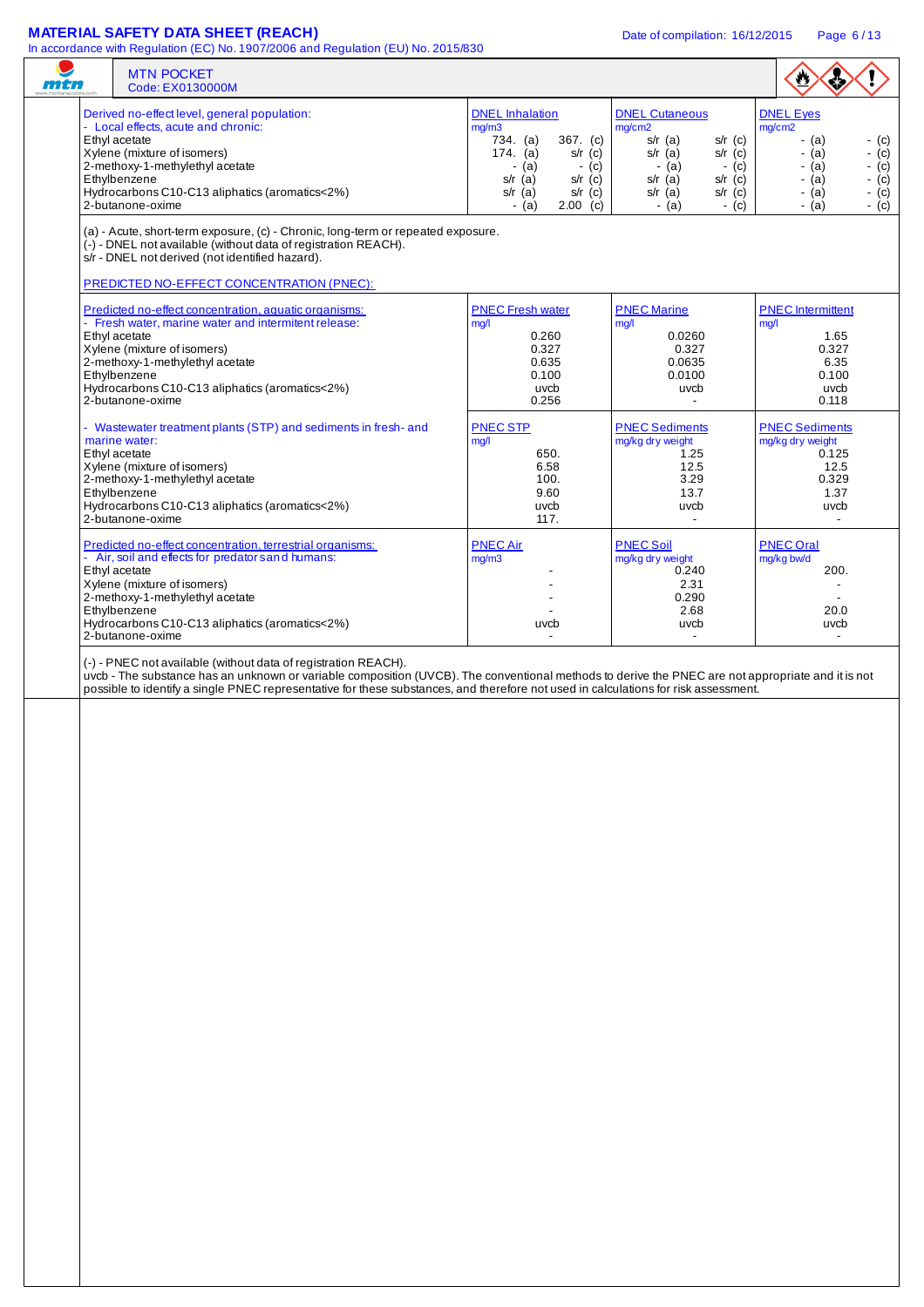| Derived no-effect level, general population: - Local effects, acute and chronic: | DNEL Inhalation mg/m3 | | DNEL Cutaneous mg/cm2 | | DNEL Eyes mg/cm2 | |
|---|---|---|---|---|---|---|
| Ethyl acetate | 734. (a) | 367. (c) | s/r (a) | s/r (c) | - (a) | - (c) |
| Xylene (mixture of isomers) | 174. (a) | s/r (c) | s/r (a) | s/r (c) | - (a) | - (c) |
| 2-methoxy-1-methylethyl acetate | - (a) | - (c) | - (a) | - (c) | - (a) | - (c) |
| Ethylbenzene | s/r (a) | s/r (c) | s/r (a) | s/r (c) | - (a) | - (c) |
| Hydrocarbons C10-C13 aliphatics (aromatics<2%) | s/r (a) | s/r (c) | s/r (a) | s/r (c) | - (a) | - (c) |
| 2-butanone-oxime | - (a) | 2.00 (c) | - (a) | - (c) | - (a) | - (c) |

(a) - Acute, short-term exposure, (c) - Chronic, long-term or repeated exposure.
(-) - DNEL not available (without data of registration REACH).
s/r - DNEL not derived (not identified hazard).

PREDICTED NO-EFFECT CONCENTRATION (PNEC):

| Predicted no-effect concentration, aquatic organisms: - Fresh water, marine water and intermitent release: | PNEC Fresh water mg/l | PNEC Marine mg/l | PNEC Intermittent mg/l |
|---|---|---|---|
| Ethyl acetate | 0.260 | 0.0260 | 1.65 |
| Xylene (mixture of isomers) | 0.327 | 0.327 | 0.327 |
| 2-methoxy-1-methylethyl acetate | 0.635 | 0.0635 | 6.35 |
| Ethylbenzene | 0.100 | 0.0100 | 0.100 |
| Hydrocarbons C10-C13 aliphatics (aromatics<2%) | uvcb | uvcb | uvcb |
| 2-butanone-oxime | 0.256 | - | 0.118 |

| - Wastewater treatment plants (STP) and sediments in fresh- and marine water: | PNEC STP mg/l | PNEC Sediments mg/kg dry weight | PNEC Sediments mg/kg dry weight |
|---|---|---|---|
| Ethyl acetate | 650. | 1.25 | 0.125 |
| Xylene (mixture of isomers) | 6.58 | 12.5 | 12.5 |
| 2-methoxy-1-methylethyl acetate | 100. | 3.29 | 0.329 |
| Ethylbenzene | 9.60 | 13.7 | 1.37 |
| Hydrocarbons C10-C13 aliphatics (aromatics<2%) | uvcb | uvcb | uvcb |
| 2-butanone-oxime | 117. | - | - |

| Predicted no-effect concentration, terrestrial organisms: - Air, soil and effects for predators and humans: | PNEC Air mg/m3 | PNEC Soil mg/kg dry weight | PNEC Oral mg/kg bw/d |
|---|---|---|---|
| Ethyl acetate | - | 0.240 | 200. |
| Xylene (mixture of isomers) | - | 2.31 | - |
| 2-methoxy-1-methylethyl acetate | - | 0.290 | - |
| Ethylbenzene | - | 2.68 | 20.0 |
| Hydrocarbons C10-C13 aliphatics (aromatics<2%) | uvcb | uvcb | uvcb |
| 2-butanone-oxime | - | - | - |

(-) - PNEC not available (without data of registration REACH).
uvcb - The substance has an unknown or variable composition (UVCB). The conventional methods to derive the PNEC are not appropriate and it is not possible to identify a single PNEC representative for these substances, and therefore not used in calculations for risk assessment.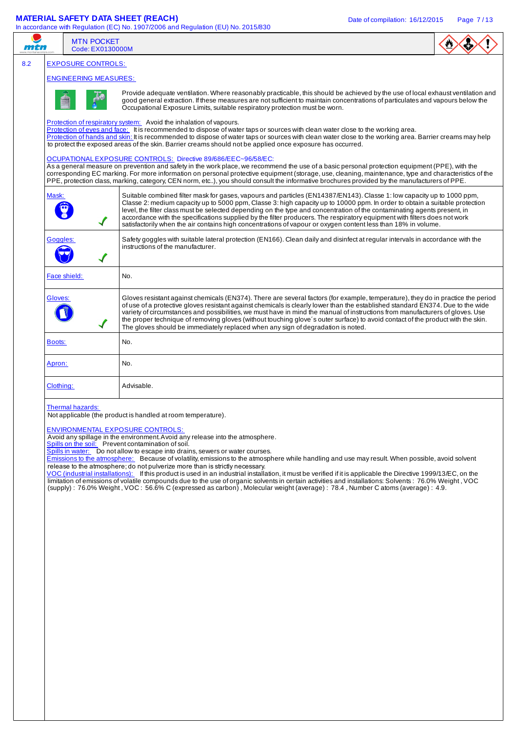**MTN POCKET**
Code: EX0130000M

## 8.2 EXPOSURE CONTROLS:

### ENGINEERING MEASURES:

Provide adequate ventilation. Where reasonably practicable, this should be achieved by the use of local exhaust ventilation and good general extraction. If these measures are not sufficient to maintain concentrations of particulates and vapours below the Occupational Exposure Limits, suitable respiratory protection must be worn.

Protection of respiratory system: Avoid the inhalation of vapours.
Protection of eyes and face: It is recommended to dispose of water taps or sources with clean water close to the working area.
Protection of hands and skin: It is recommended to dispose of water taps or sources with clean water close to the working area. Barrier creams may help to protect the exposed areas of the skin. Barrier creams should not be applied once exposure has occurred.

### OCUPATIONAL EXPOSURE CONTROLS: Directive 89/686/EEC~96/58/EC:

As a general measure on prevention and safety in the work place, we recommend the use of a basic personal protection equipment (PPE), with the corresponding EC marking. For more information on personal protective equipment (storage, use, cleaning, maintenance, type and characteristics of the PPE, protection class, marking, category, CEN norm, etc..), you should consult the informative brochures provided by the manufacturers of PPE.

| | |
|---|---|
| Mask: ✓ | Suitable combined filter mask for gases, vapours and particles (EN14387/EN143). Classe 1: low capacity up to 1000 ppm, Classe 2: medium capacity up to 5000 ppm, Classe 3: high capacity up to 10000 ppm. In order to obtain a suitable protection level, the filter class must be selected depending on the type and concentration of the contaminating agents present, in accordance with the specifications supplied by the filter producers. The respiratory equipment with filters does not work satisfactorily when the air contains high concentrations of vapour or oxygen content less than 18% in volume. |
| Goggles: ✓ | Safety goggles with suitable lateral protection (EN166). Clean daily and disinfect at regular intervals in accordance with the instructions of the manufacturer. |
| Face shield: | No. |
| Gloves: ✓ | Gloves resistant against chemicals (EN374). There are several factors (for example, temperature), they do in practice the period of use of a protective gloves resistant against chemicals is clearly lower than the established standard EN374. Due to the wide variety of circumstances and possibilities, we must have in mind the manual of instructions from manufacturers of gloves. Use the proper technique of removing gloves (without touching glove´s outer surface) to avoid contact of the product with the skin. The gloves should be immediately replaced when any sign of degradation is noted. |
| Boots: | No. |
| Apron: | No. |
| Clothing: | Advisable. |

Thermal hazards:
Not applicable (the product is handled at room temperature).

### ENVIRONMENTAL EXPOSURE CONTROLS:

Avoid any spillage in the environment. Avoid any release into the atmosphere.
Spills on the soil: Prevent contamination of soil.
Spills in water: Do not allow to escape into drains, sewers or water courses.
Emissions to the atmosphere: Because of volatility, emissions to the atmosphere while handling and use may result. When possible, avoid solvent release to the atmosphere; do not pulverize more than is strictly necessary.
VOC (industrial installations): If this product is used in an industrial installation, it must be verified if it is applicable the Directive 1999/13/EC, on the limitation of emissions of volatile compounds due to the use of organic solvents in certain activities and installations: Solvents : 76.0% Weight , VOC (supply) : 76.0% Weight , VOC : 56.6% C (expressed as carbon) , Molecular weight (average) : 78.4 , Number C atoms (average) : 4.9.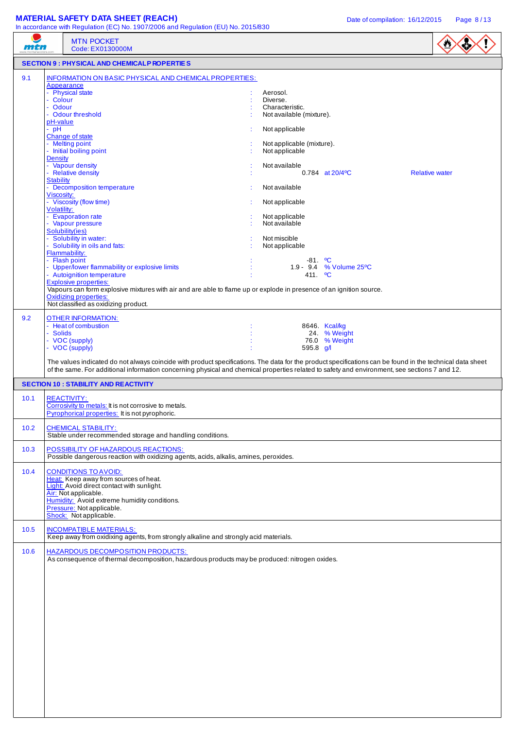MTN POCKET
Code: EX0130000M

## SECTION 9 : PHYSICAL AND CHEMICAL PROPERTIES

**9.1** INFORMATION ON BASIC PHYSICAL AND CHEMICAL PROPERTIES:

Appearance
- Physical state : Aerosol.
- Colour : Diverse.
- Odour : Characteristic.
- Odour threshold : Not available (mixture).

pH-value
- pH : Not applicable

Change of state
- Melting point : Not applicable (mixture).
- Initial boiling point : Not applicable

Density
- Vapour density : Not available
- Relative density : 0.784 at 20/4ºC Relative water

Stability
- Decomposition temperature : Not available

Viscosity:
- Viscosity (flow time) : Not applicable

Volatility:
- Evaporation rate : Not applicable
- Vapour pressure : Not available

Solubility(ies)
- Solubility in water: : Not miscible
- Solubility in oils and fats: : Not applicable

Flammability:
- Flash point : -81. ºC
- Upper/lower flammability or explosive limits : 1.9 - 9.4 % Volume 25ºC
- Autoignition temperature : 411. ºC

Explosive properties:
Vapours can form explosive mixtures with air and are able to flame up or explode in presence of an ignition source.

Oxidizing properties:
Not classified as oxidizing product.

**9.2** OTHER INFORMATION:
- Heat of combustion : 8646. Kcal/kg
- Solids : 24. % Weight
- VOC (supply) : 76.0 % Weight
- VOC (supply) : 595.8 g/l

The values indicated do not always coincide with product specifications. The data for the product specifications can be found in the technical data sheet of the same. For additional information concerning physical and chemical properties related to safety and environment, see sections 7 and 12.

## SECTION 10 : STABILITY AND REACTIVITY

**10.1** REACTIVITY:
Corrosivity to metals: It is not corrosive to metals.
Pyrophorical properties: It is not pyrophoric.

**10.2** CHEMICAL STABILITY:
Stable under recommended storage and handling conditions.

**10.3** POSSIBILITY OF HAZARDOUS REACTIONS:
Possible dangerous reaction with oxidizing agents, acids, alkalis, amines, peroxides.

**10.4** CONDITIONS TO AVOID:
Heat: Keep away from sources of heat.
Light: Avoid direct contact with sunlight.
Air: Not applicable.
Humidity: Avoid extreme humidity conditions.
Pressure: Not applicable.
Shock: Not applicable.

**10.5** INCOMPATIBLE MATERIALS:
Keep away from oxidizing agents, from strongly alkaline and strongly acid materials.

**10.6** HAZARDOUS DECOMPOSITION PRODUCTS:
As consequence of thermal decomposition, hazardous products may be produced: nitrogen oxides.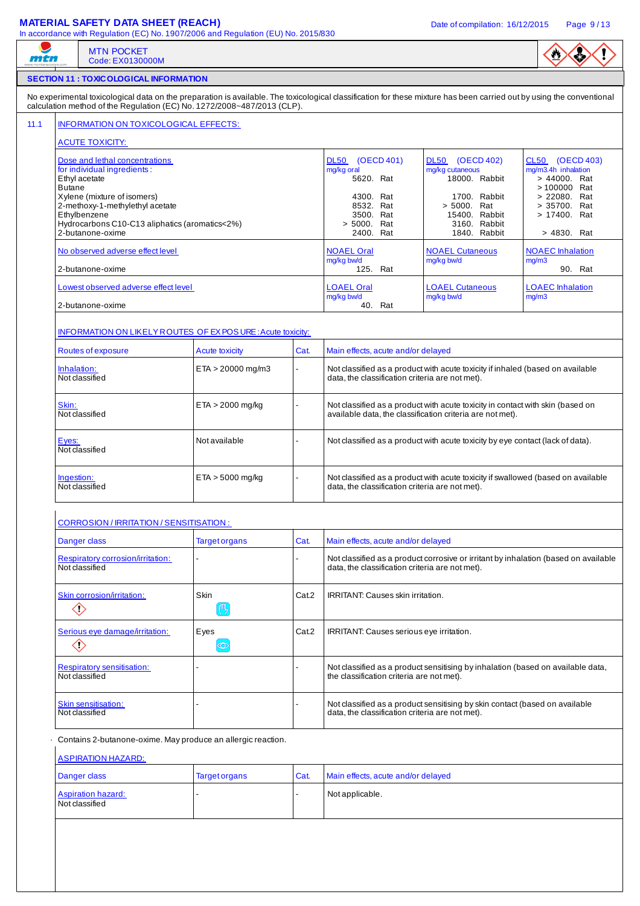## SECTION 11 : TOXICOLOGICAL INFORMATION

No experimental toxicological data on the preparation is available. The toxicological classification for these mixture has been carried out by using the conventional calculation method of the Regulation (EC) No. 1272/2008~487/2013 (CLP).

### 11.1 INFORMATION ON TOXICOLOGICAL EFFECTS:

#### ACUTE TOXICITY:

| Dose and lethal concentrations for individual ingredients: | DL50 (OECD 401) mg/kg oral | DL50 (OECD 402) mg/kg cutaneous | CL50 (OECD 403) mg/m3.4h inhalation |
|---|---|---|---|
| Ethyl acetate | 5620. Rat | 18000. Rabbit | > 44000. Rat |
| Butane | | | > 100000 Rat |
| Xylene (mixture of isomers) | 4300. Rat | 1700. Rabbit | > 22080. Rat |
| 2-methoxy-1-methylethyl acetate | 8532. Rat | > 5000. Rat | > 35700. Rat |
| Ethylbenzene | 3500. Rat | 15400. Rabbit | > 17400. Rat |
| Hydrocarbons C10-C13 aliphatics (aromatics<2%) | > 5000. Rat | 3160. Rabbit | |
| 2-butanone-oxime | 2400. Rat | 1840. Rabbit | > 4830. Rat |

| No observed adverse effect level | NOAEL Oral mg/kg bw/d | NOAEL Cutaneous mg/kg bw/d | NOAEC Inhalation mg/m3 |
|---|---|---|---|
| 2-butanone-oxime | 125. Rat | | 90. Rat |

| Lowest observed adverse effect level | LOAEL Oral mg/kg bw/d | LOAEL Cutaneous mg/kg bw/d | LOAEC Inhalation mg/m3 |
|---|---|---|---|
| 2-butanone-oxime | 40. Rat | | |

#### INFORMATION ON LIKELY ROUTES OF EXPOSURE: Acute toxicity:

| Routes of exposure | Acute toxicity | Cat. | Main effects, acute and/or delayed |
|---|---|---|---|
| Inhalation: Not classified | ETA > 20000 mg/m3 | - | Not classified as a product with acute toxicity if inhaled (based on available data, the classification criteria are not met). |
| Skin: Not classified | ETA > 2000 mg/kg | - | Not classified as a product with acute toxicity in contact with skin (based on available data, the classification criteria are not met). |
| Eyes: Not classified | Not available | - | Not classified as a product with acute toxicity by eye contact (lack of data). |
| Ingestion: Not classified | ETA > 5000 mg/kg | - | Not classified as a product with acute toxicity if swallowed (based on available data, the classification criteria are not met). |

#### CORROSION / IRRITATION / SENSITISATION :

| Danger class | Target organs | Cat. | Main effects, acute and/or delayed |
|---|---|---|---|
| Respiratory corrosion/irritation: Not classified | - | - | Not classified as a product corrosive or irritant by inhalation (based on available data, the classification criteria are not met). |
| Skin corrosion/irritation: | Skin | Cat.2 | IRRITANT: Causes skin irritation. |
| Serious eye damage/irritation: | Eyes | Cat.2 | IRRITANT: Causes serious eye irritation. |
| Respiratory sensitisation: Not classified | - | - | Not classified as a product sensitising by inhalation (based on available data, the classification criteria are not met). |
| Skin sensitisation: Not classified | - | - | Not classified as a product sensitising by skin contact (based on available data, the classification criteria are not met). |

· Contains 2-butanone-oxime. May produce an allergic reaction.

#### ASPIRATION HAZARD:

| Danger class | Target organs | Cat. | Main effects, acute and/or delayed |
|---|---|---|---|
| Aspiration hazard: Not classified | - | - | Not applicable. |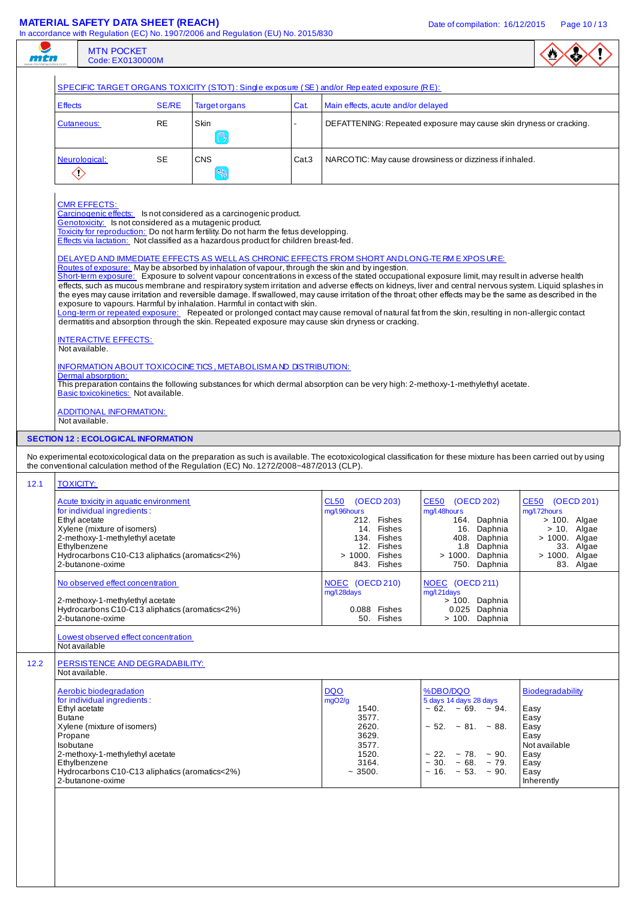**SPECIFIC TARGET ORGANS TOXICITY (STOT): Single exposure (SE) and/or Repeated exposure (RE):**

| Effects | SE/RE | Target organs | Cat. | Main effects, acute and/or delayed |
|---|---|---|---|---|
| Cutaneous: | RE | Skin | - | DEFATTENING: Repeated exposure may cause skin dryness or cracking. |
| Neurological: | SE | CNS | Cat.3 | NARCOTIC: May cause drowsiness or dizziness if inhaled. |

**CMR EFFECTS:**
Carcinogenic effects: Is not considered as a carcinogenic product.
Genotoxicity: Is not considered as a mutagenic product.
Toxicity for reproduction: Do not harm fertility. Do not harm the fetus developping.
Effects via lactation: Not classified as a hazardous product for children breast-fed.

**DELAYED AND IMMEDIATE EFFECTS AS WELL AS CHRONIC EFFECTS FROM SHORT AND LONG-TERM EXPOSURE:**
Routes of exposure: May be absorbed by inhalation of vapour, through the skin and by ingestion.
Short-term exposure: Exposure to solvent vapour concentrations in excess of the stated occupational exposure limit, may result in adverse health effects, such as mucous membrane and respiratory system irritation and adverse effects on kidneys, liver and central nervous system. Liquid splashes in the eyes may cause irritation and reversible damage. If swallowed, may cause irritation of the throat; other effects may be the same as described in the exposure to vapours. Harmful by inhalation. Harmful in contact with skin.
Long-term or repeated exposure: Repeated or prolonged contact may cause removal of natural fat from the skin, resulting in non-allergic contact dermatitis and absorption through the skin. Repeated exposure may cause skin dryness or cracking.

**INTERACTIVE EFFECTS:**
Not available.

**INFORMATION ABOUT TOXICOCINETICS, METABOLISM AND DISTRIBUTION:**
Dermal absorption:
This preparation contains the following substances for which dermal absorption can be very high: 2-methoxy-1-methylethyl acetate.
Basic toxicokinetics: Not available.

**ADDITIONAL INFORMATION:**
Not available.

## SECTION 12 : ECOLOGICAL INFORMATION

No experimental ecotoxicological data on the preparation as such is available. The ecotoxicological classification for these mixture has been carried out by using the conventional calculation method of the Regulation (EC) No. 1272/2008~487/2013 (CLP).

### 12.1 TOXICITY:

| Acute toxicity in aquatic environment for individual ingredients: | CL50 (OECD 203) mg/l.96hours | CE50 (OECD 202) mg/l.48hours | CE50 (OECD 201) mg/l.72hours |
|---|---|---|---|
| Ethyl acetate | 212. Fishes | 164. Daphnia | > 100. Algae |
| Xylene (mixture of isomers) | 14. Fishes | 16. Daphnia | > 10. Algae |
| 2-methoxy-1-methylethyl acetate | 134. Fishes | 408. Daphnia | > 1000. Algae |
| Ethylbenzene | 12. Fishes | 1.8 Daphnia | 33. Algae |
| Hydrocarbons C10-C13 aliphatics (aromatics<2%) | > 1000. Fishes | > 1000. Daphnia | > 1000. Algae |
| 2-butanone-oxime | 843. Fishes | 750. Daphnia | 83. Algae |

| No observed effect concentration | NOEC (OECD 210) mg/l.28days | NOEC (OECD 211) mg/l.21days |
|---|---|---|
| 2-methoxy-1-methylethyl acetate | | > 100. Daphnia |
| Hydrocarbons C10-C13 aliphatics (aromatics<2%) | 0.088 Fishes | 0.025 Daphnia |
| 2-butanone-oxime | 50. Fishes | > 100. Daphnia |

Lowest observed effect concentration
Not available

### 12.2 PERSISTENCE AND DEGRADABILITY:
Not available.

| Aerobic biodegradation for individual ingredients: | DQO mgO2/g | %DBO/DQO 5 days 14 days 28 days | Biodegradability |
|---|---|---|---|
| Ethyl acetate | 1540. | ~ 62. ~ 69. ~ 94. | Easy |
| Butane | 3577. | | Easy |
| Xylene (mixture of isomers) | 2620. | ~ 52. ~ 81. ~ 88. | Easy |
| Propane | 3629. | | Easy |
| Isobutane | 3577. | | Not available |
| 2-methoxy-1-methylethyl acetate | 1520. | ~ 22. ~ 78. ~ 90. | Easy |
| Ethylbenzene | 3164. | ~ 30. ~ 68. ~ 79. | Easy |
| Hydrocarbons C10-C13 aliphatics (aromatics<2%) | ~ 3500. | ~ 16. ~ 53. ~ 90. | Easy |
| 2-butanone-oxime | | | Inherently |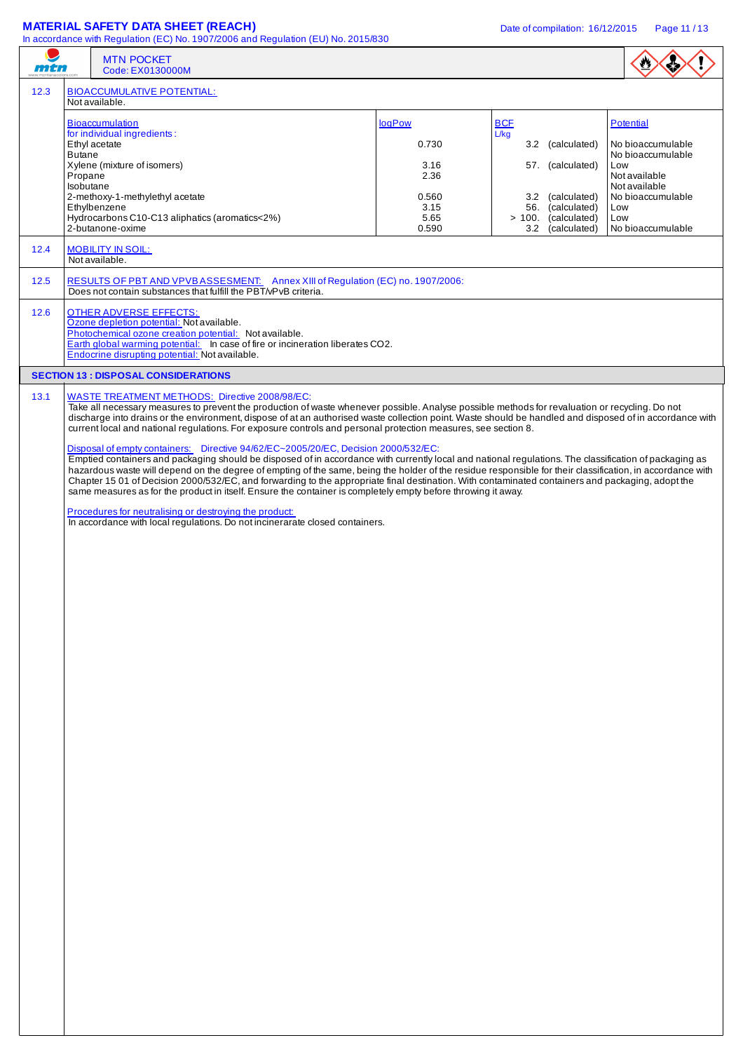MTN POCKET
Code: EX0130000M

**12.3 BIOACCUMULATIVE POTENTIAL:**
Not available.

| Bioaccumulation for individual ingredients: | logPow | BCF L/kg | Potential |
|---|---|---|---|
| Ethyl acetate | 0.730 | 3.2 (calculated) | No bioaccumulable |
| Butane | | | No bioaccumulable |
| Xylene (mixture of isomers) | 3.16 | 57. (calculated) | Low |
| Propane | 2.36 | | Not available |
| Isobutane | | | Not available |
| 2-methoxy-1-methylethyl acetate | 0.560 | 3.2 (calculated) | No bioaccumulable |
| Ethylbenzene | 3.15 | 56. (calculated) | Low |
| Hydrocarbons C10-C13 aliphatics (aromatics<2%) | 5.65 | > 100. (calculated) | Low |
| 2-butanone-oxime | 0.590 | 3.2 (calculated) | No bioaccumulable |

**12.4 MOBILITY IN SOIL:**
Not available.

**12.5 RESULTS OF PBT AND VPVB ASSESMENT:** Annex XIII of Regulation (EC) no. 1907/2006:
Does not contain substances that fulfill the PBT/vPvB criteria.

**12.6 OTHER ADVERSE EFFECTS:**
Ozone depletion potential: Not available.
Photochemical ozone creation potential: Not available.
Earth global warming potential: In case of fire or incineration liberates CO2.
Endocrine disrupting potential: Not available.

## SECTION 13 : DISPOSAL CONSIDERATIONS

**13.1 WASTE TREATMENT METHODS:** Directive 2008/98/EC:
Take all necessary measures to prevent the production of waste whenever possible. Analyse possible methods for revaluation or recycling. Do not discharge into drains or the environment, dispose of at an authorised waste collection point. Waste should be handled and disposed of in accordance with current local and national regulations. For exposure controls and personal protection measures, see section 8.

Disposal of empty containers: Directive 94/62/EC~2005/20/EC, Decision 2000/532/EC:
Emptied containers and packaging should be disposed of in accordance with currently local and national regulations. The classification of packaging as hazardous waste will depend on the degree of empting of the same, being the holder of the residue responsible for their classification, in accordance with Chapter 15 01 of Decision 2000/532/EC, and forwarding to the appropriate final destination. With contaminated containers and packaging, adopt the same measures as for the product in itself. Ensure the container is completely empty before throwing it away.

Procedures for neutralising or destroying the product:
In accordance with local regulations. Do not incinerarate closed containers.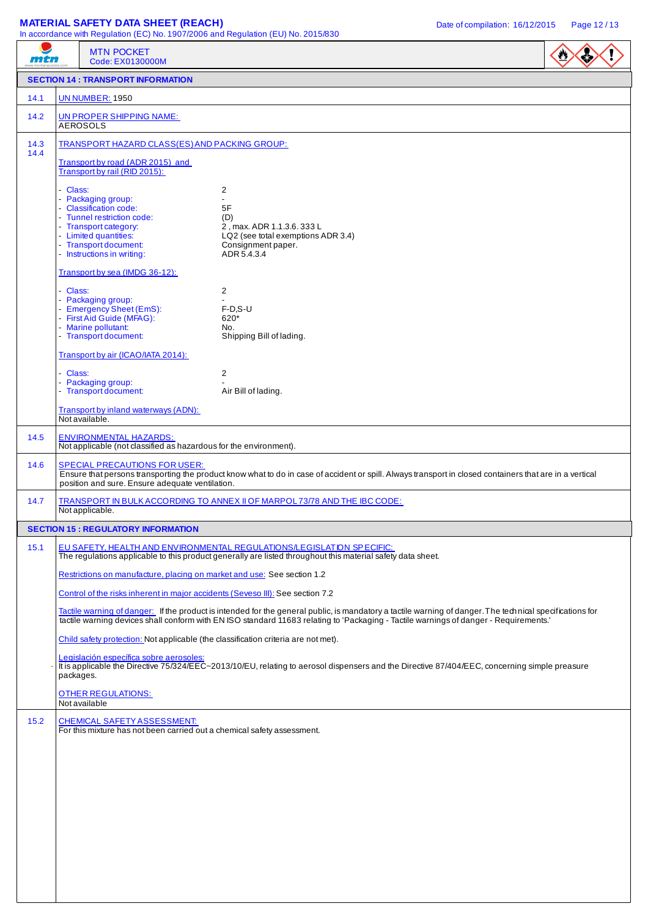MTN POCKET
Code: EX0130000M

## SECTION 14 : TRANSPORT INFORMATION

**14.1** UN NUMBER: 1950

**14.2** UN PROPER SHIPPING NAME:
AEROSOLS

**14.3 14.4** TRANSPORT HAZARD CLASS(ES) AND PACKING GROUP:

Transport by road (ADR 2015) and Transport by rail (RID 2015):

- Class: 2
- Packaging group: -
- Classification code: 5F
- Tunnel restriction code: (D)
- Transport category: 2 , max. ADR 1.1.3.6. 333 L
- Limited quantities: LQ2 (see total exemptions ADR 3.4)
- Transport document: Consignment paper.
- Instructions in writing: ADR 5.4.3.4

Transport by sea (IMDG 36-12):

- Class: 2
- Packaging group: -
- Emergency Sheet (EmS): F-D,S-U
- First Aid Guide (MFAG): 620*
- Marine pollutant: No.
- Transport document: Shipping Bill of lading.

Transport by air (ICAO/IATA 2014):

- Class: 2
- Packaging group: -
- Transport document: Air Bill of lading.

Transport by inland waterways (ADN):
Not available.

**14.5** ENVIRONMENTAL HAZARDS:
Not applicable (not classified as hazardous for the environment).

**14.6** SPECIAL PRECAUTIONS FOR USER:
Ensure that persons transporting the product know what to do in case of accident or spill. Always transport in closed containers that are in a vertical position and sure. Ensure adequate ventilation.

**14.7** TRANSPORT IN BULK ACCORDING TO ANNEX II OF MARPOL 73/78 AND THE IBC CODE:
Not applicable.

## SECTION 15 : REGULATORY INFORMATION

**15.1** EU SAFETY, HEALTH AND ENVIRONMENTAL REGULATIONS/LEGISLATION SPECIFIC:
The regulations applicable to this product generally are listed throughout this material safety data sheet.

Restrictions on manufacture, placing on market and use: See section 1.2

Control of the risks inherent in major accidents (Seveso III): See section 7.2

Tactile warning of danger: If the product is intended for the general public, is mandatory a tactile warning of danger. The technical specifications for tactile warning devices shall conform with EN ISO standard 11683 relating to 'Packaging - Tactile warnings of danger - Requirements.'

Child safety protection: Not applicable (the classification criteria are not met).

Legislación específica sobre aerosoles:
It is applicable the Directive 75/324/EEC~2013/10/EU, relating to aerosol dispensers and the Directive 87/404/EEC, concerning simple preasure packages.

OTHER REGULATIONS:
Not available

**15.2** CHEMICAL SAFETY ASSESSMENT:
For this mixture has not been carried out a chemical safety assessment.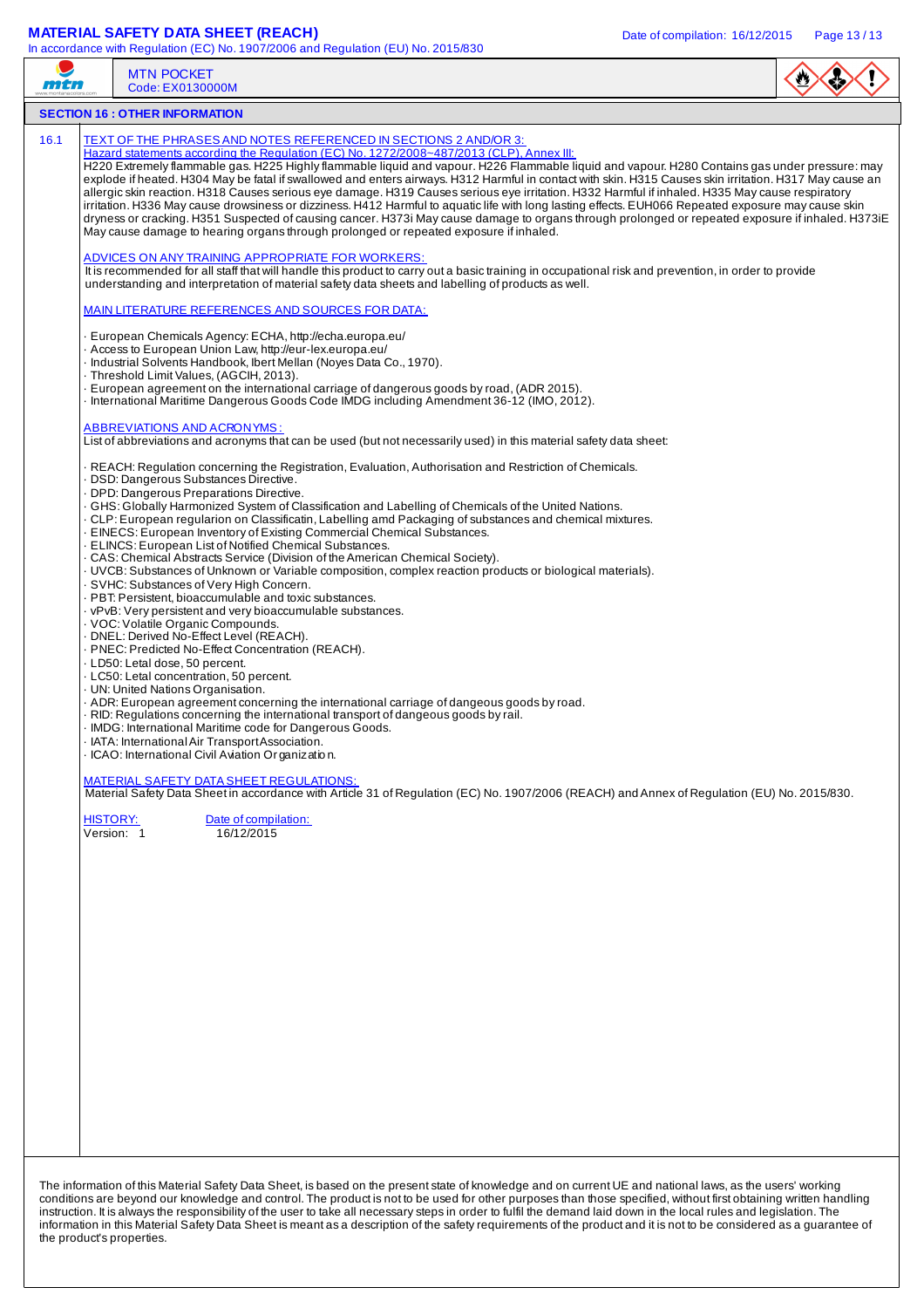## SECTION 16 : OTHER INFORMATION

16.1

TEXT OF THE PHRASES AND NOTES REFERENCED IN SECTIONS 2 AND/OR 3:

Hazard statements according the Regulation (EC) No. 1272/2008~487/2013 (CLP), Annex III:

H220 Extremely flammable gas. H225 Highly flammable liquid and vapour. H226 Flammable liquid and vapour. H280 Contains gas under pressure: may explode if heated. H304 May be fatal if swallowed and enters airways. H312 Harmful in contact with skin. H315 Causes skin irritation. H317 May cause an allergic skin reaction. H318 Causes serious eye damage. H319 Causes serious eye irritation. H332 Harmful if inhaled. H335 May cause respiratory irritation. H336 May cause drowsiness or dizziness. H412 Harmful to aquatic life with long lasting effects. EUH066 Repeated exposure may cause skin dryness or cracking. H351 Suspected of causing cancer. H373i May cause damage to organs through prolonged or repeated exposure if inhaled. H373iE May cause damage to hearing organs through prolonged or repeated exposure if inhaled.

ADVICES ON ANY TRAINING APPROPRIATE FOR WORKERS:

It is recommended for all staff that will handle this product to carry out a basic training in occupational risk and prevention, in order to provide understanding and interpretation of material safety data sheets and labelling of products as well.

MAIN LITERATURE REFERENCES AND SOURCES FOR DATA:

- European Chemicals Agency: ECHA, http://echa.europa.eu/
- Access to European Union Law, http://eur-lex.europa.eu/
- Industrial Solvents Handbook, Ibert Mellan (Noyes Data Co., 1970).
- Threshold Limit Values, (AGCIH, 2013).
- European agreement on the international carriage of dangerous goods by road, (ADR 2015).
- International Maritime Dangerous Goods Code IMDG including Amendment 36-12 (IMO, 2012).

ABBREVIATIONS AND ACRONYMS:

List of abbreviations and acronyms that can be used (but not necessarily used) in this material safety data sheet:

- REACH: Regulation concerning the Registration, Evaluation, Authorisation and Restriction of Chemicals.
- DSD: Dangerous Substances Directive.
- DPD: Dangerous Preparations Directive.
- GHS: Globally Harmonized System of Classification and Labelling of Chemicals of the United Nations.
- CLP: European regularion on Classificatin, Labelling amd Packaging of substances and chemical mixtures.
- EINECS: European Inventory of Existing Commercial Chemical Substances.
- ELINCS: European List of Notified Chemical Substances.
- CAS: Chemical Abstracts Service (Division of the American Chemical Society).
- UVCB: Substances of Unknown or Variable composition, complex reaction products or biological materials).
- SVHC: Substances of Very High Concern.
- PBT: Persistent, bioaccumulable and toxic substances.
- vPvB: Very persistent and very bioaccumulable substances.
- VOC: Volatile Organic Compounds.
- DNEL: Derived No-Effect Level (REACH).
- PNEC: Predicted No-Effect Concentration (REACH).
- LD50: Letal dose, 50 percent.
- LC50: Letal concentration, 50 percent.
- UN: United Nations Organisation.
- ADR: European agreement concerning the international carriage of dangeous goods by road.
- RID: Regulations concerning the international transport of dangeous goods by rail.
- IMDG: International Maritime code for Dangerous Goods.
- IATA: International Air Transport Association.
- ICAO: International Civil Aviation Organization.

MATERIAL SAFETY DATA SHEET REGULATIONS:

Material Safety Data Sheet in accordance with Article 31 of Regulation (EC) No. 1907/2006 (REACH) and Annex of Regulation (EU) No. 2015/830.

| HISTORY: | Date of compilation: |
|---|---|
| Version: 1 | 16/12/2015 |

The information of this Material Safety Data Sheet, is based on the present state of knowledge and on current UE and national laws, as the users' working conditions are beyond our knowledge and control. The product is not to be used for other purposes than those specified, without first obtaining written handling instruction. It is always the responsibility of the user to take all necessary steps in order to fulfil the demand laid down in the local rules and legislation. The information in this Material Safety Data Sheet is meant as a description of the safety requirements of the product and it is not to be considered as a guarantee of the product's properties.